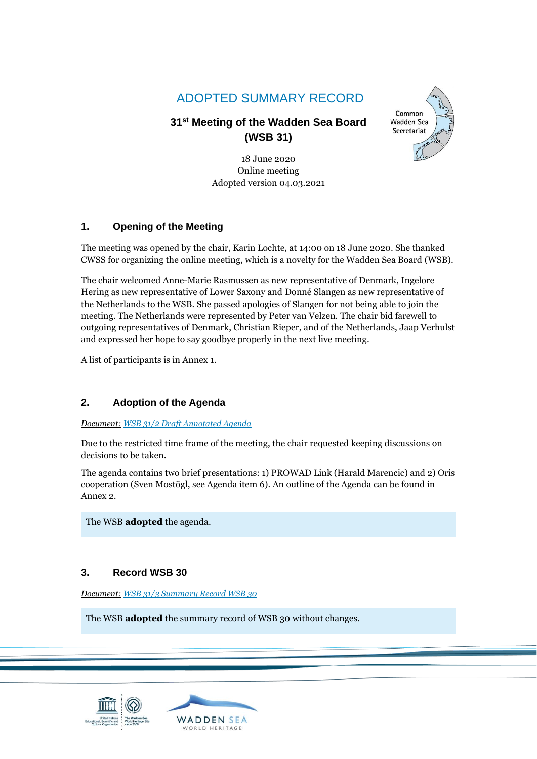# ADOPTED SUMMARY RECORD

**31st Meeting of the Wadden Sea Board (WSB 31)**

18 June 2020
Online meeting
Adopted version 04.03.2021

## 1. Opening of the Meeting

The meeting was opened by the chair, Karin Lochte, at 14:00 on 18 June 2020. She thanked CWSS for organizing the online meeting, which is a novelty for the Wadden Sea Board (WSB).

The chair welcomed Anne-Marie Rasmussen as new representative of Denmark, Ingelore Hering as new representative of Lower Saxony and Donné Slangen as new representative of the Netherlands to the WSB. She passed apologies of Slangen for not being able to join the meeting. The Netherlands were represented by Peter van Velzen. The chair bid farewell to outgoing representatives of Denmark, Christian Rieper, and of the Netherlands, Jaap Verhulst and expressed her hope to say goodbye properly in the next live meeting.

A list of participants is in Annex 1.

## 2. Adoption of the Agenda

*Document: WSB 31/2 Draft Annotated Agenda*

Due to the restricted time frame of the meeting, the chair requested keeping discussions on decisions to be taken.

The agenda contains two brief presentations: 1) PROWAD Link (Harald Marencic) and 2) Oris cooperation (Sven Moställ, see Agenda item 6). An outline of the Agenda can be found in Annex 2.

The WSB **adopted** the agenda.

## 3. Record WSB 30

*Document: WSB 31/3 Summary Record WSB 30*

The WSB **adopted** the summary record of WSB 30 without changes.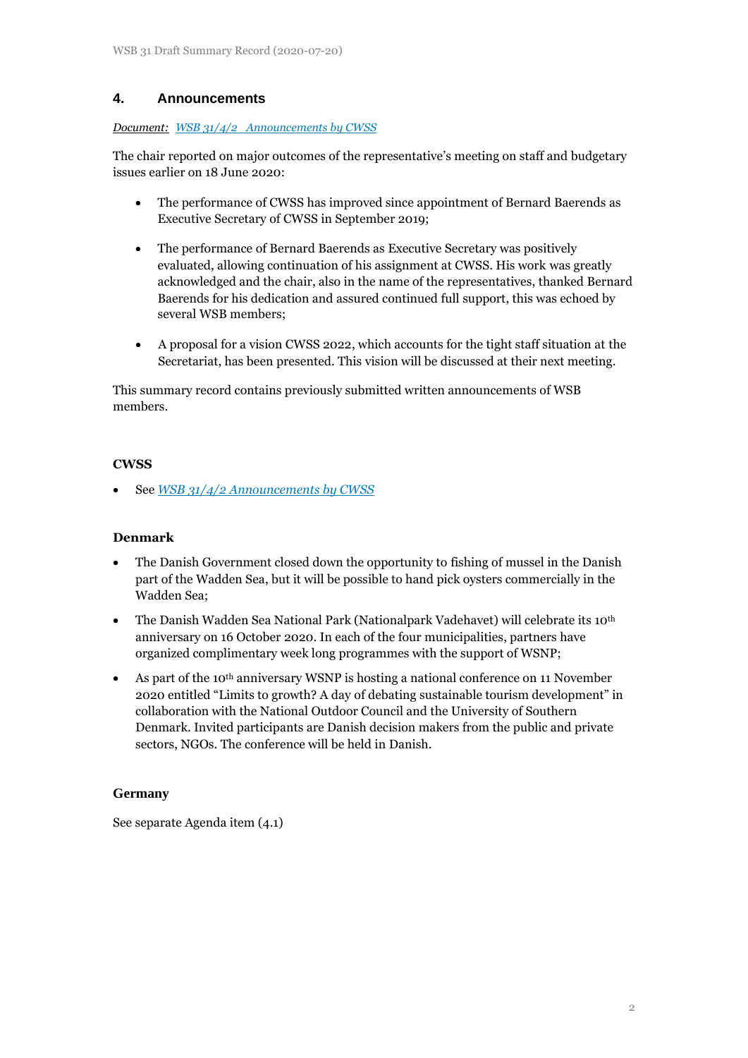## 4. Announcements

*Document:* *WSB 31/4/2 Announcements by CWSS*

The chair reported on major outcomes of the representative's meeting on staff and budgetary issues earlier on 18 June 2020:

- The performance of CWSS has improved since appointment of Bernard Baerends as Executive Secretary of CWSS in September 2019;
- The performance of Bernard Baerends as Executive Secretary was positively evaluated, allowing continuation of his assignment at CWSS. His work was greatly acknowledged and the chair, also in the name of the representatives, thanked Bernard Baerends for his dedication and assured continued full support, this was echoed by several WSB members;
- A proposal for a vision CWSS 2022, which accounts for the tight staff situation at the Secretariat, has been presented. This vision will be discussed at their next meeting.

This summary record contains previously submitted written announcements of WSB members.

### CWSS

- See *WSB 31/4/2 Announcements by CWSS*

### Denmark

- The Danish Government closed down the opportunity to fishing of mussel in the Danish part of the Wadden Sea, but it will be possible to hand pick oysters commercially in the Wadden Sea;
- The Danish Wadden Sea National Park (Nationalpark Vadehavet) will celebrate its 10th anniversary on 16 October 2020. In each of the four municipalities, partners have organized complimentary week long programmes with the support of WSNP;
- As part of the 10th anniversary WSNP is hosting a national conference on 11 November 2020 entitled "Limits to growth? A day of debating sustainable tourism development" in collaboration with the National Outdoor Council and the University of Southern Denmark. Invited participants are Danish decision makers from the public and private sectors, NGOs. The conference will be held in Danish.

### Germany

See separate Agenda item (4.1)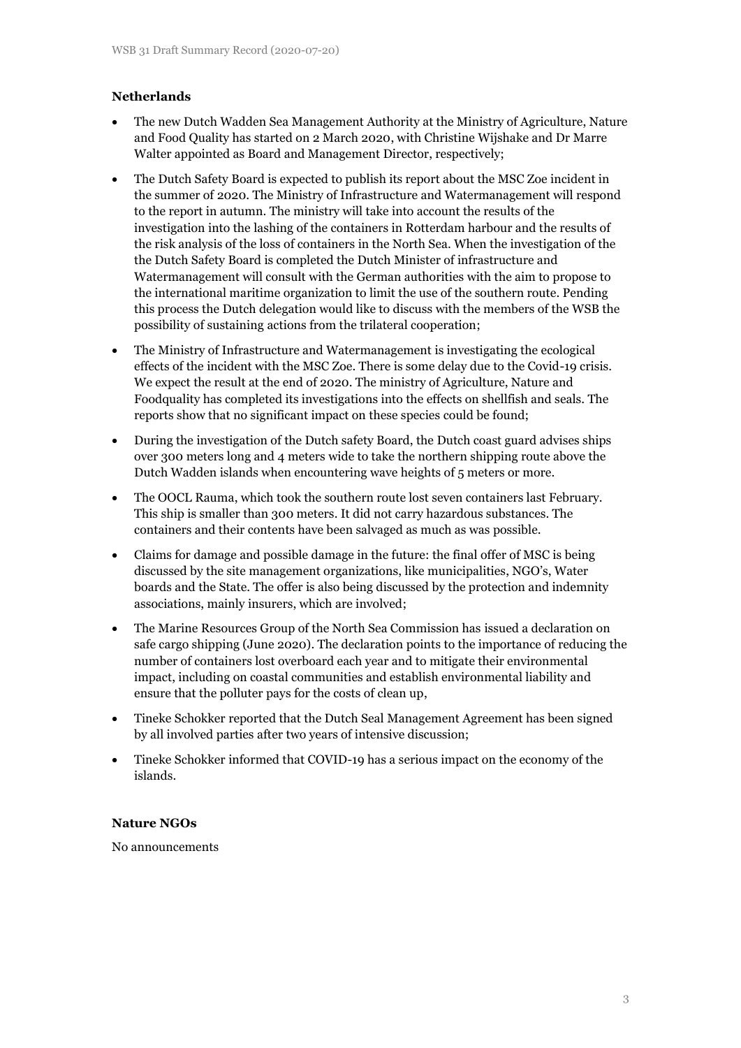**Netherlands**

- The new Dutch Wadden Sea Management Authority at the Ministry of Agriculture, Nature and Food Quality has started on 2 March 2020, with Christine Wijshake and Dr Marre Walter appointed as Board and Management Director, respectively;
- The Dutch Safety Board is expected to publish its report about the MSC Zoe incident in the summer of 2020. The Ministry of Infrastructure and Watermanagement will respond to the report in autumn. The ministry will take into account the results of the investigation into the lashing of the containers in Rotterdam harbour and the results of the risk analysis of the loss of containers in the North Sea. When the investigation of the the Dutch Safety Board is completed the Dutch Minister of infrastructure and Watermanagement will consult with the German authorities with the aim to propose to the international maritime organization to limit the use of the southern route. Pending this process the Dutch delegation would like to discuss with the members of the WSB the possibility of sustaining actions from the trilateral cooperation;
- The Ministry of Infrastructure and Watermanagement is investigating the ecological effects of the incident with the MSC Zoe. There is some delay due to the Covid-19 crisis. We expect the result at the end of 2020. The ministry of Agriculture, Nature and Foodquality has completed its investigations into the effects on shellfish and seals. The reports show that no significant impact on these species could be found;
- During the investigation of the Dutch safety Board, the Dutch coast guard advises ships over 300 meters long and 4 meters wide to take the northern shipping route above the Dutch Wadden islands when encountering wave heights of 5 meters or more.
- The OOCL Rauma, which took the southern route lost seven containers last February. This ship is smaller than 300 meters. It did not carry hazardous substances. The containers and their contents have been salvaged as much as was possible.
- Claims for damage and possible damage in the future: the final offer of MSC is being discussed by the site management organizations, like municipalities, NGO's, Water boards and the State. The offer is also being discussed by the protection and indemnity associations, mainly insurers, which are involved;
- The Marine Resources Group of the North Sea Commission has issued a declaration on safe cargo shipping (June 2020). The declaration points to the importance of reducing the number of containers lost overboard each year and to mitigate their environmental impact, including on coastal communities and establish environmental liability and ensure that the polluter pays for the costs of clean up,
- Tineke Schokker reported that the Dutch Seal Management Agreement has been signed by all involved parties after two years of intensive discussion;
- Tineke Schokker informed that COVID-19 has a serious impact on the economy of the islands.

**Nature NGOs**

No announcements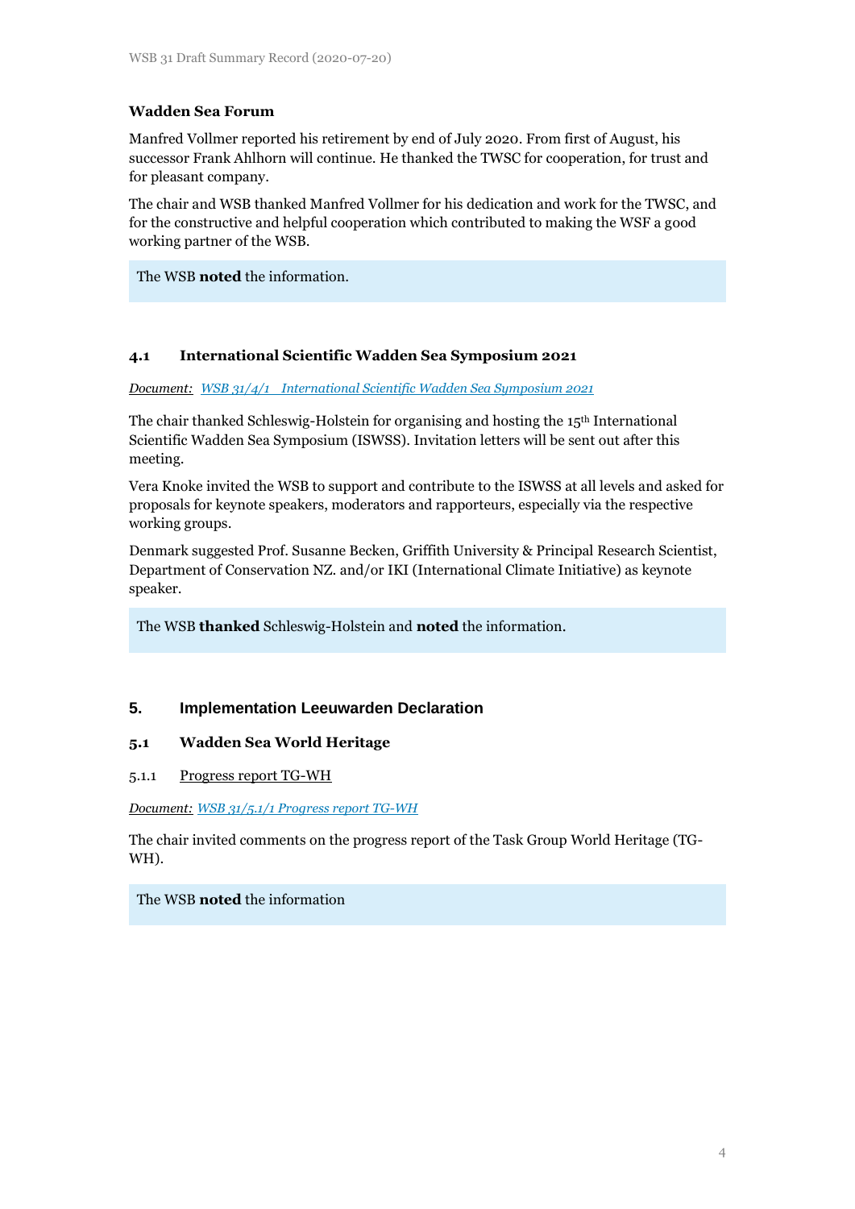### Wadden Sea Forum

Manfred Vollmer reported his retirement by end of July 2020. From first of August, his successor Frank Ahlhorn will continue. He thanked the TWSC for cooperation, for trust and for pleasant company.

The chair and WSB thanked Manfred Vollmer for his dedication and work for the TWSC, and for the constructive and helpful cooperation which contributed to making the WSF a good working partner of the WSB.

> The WSB **noted** the information.

### 4.1 International Scientific Wadden Sea Symposium 2021

*Document: WSB 31/4/1 International Scientific Wadden Sea Symposium 2021*

The chair thanked Schleswig-Holstein for organising and hosting the 15th International Scientific Wadden Sea Symposium (ISWSS). Invitation letters will be sent out after this meeting.

Vera Knoke invited the WSB to support and contribute to the ISWSS at all levels and asked for proposals for keynote speakers, moderators and rapporteurs, especially via the respective working groups.

Denmark suggested Prof. Susanne Becken, Griffith University & Principal Research Scientist, Department of Conservation NZ. and/or IKI (International Climate Initiative) as keynote speaker.

> The WSB **thanked** Schleswig-Holstein and **noted** the information.

## 5. Implementation Leeuwarden Declaration

### 5.1 Wadden Sea World Heritage

#### 5.1.1 Progress report TG-WH

*Document: WSB 31/5.1/1 Progress report TG-WH*

The chair invited comments on the progress report of the Task Group World Heritage (TG-WH).

> The WSB **noted** the information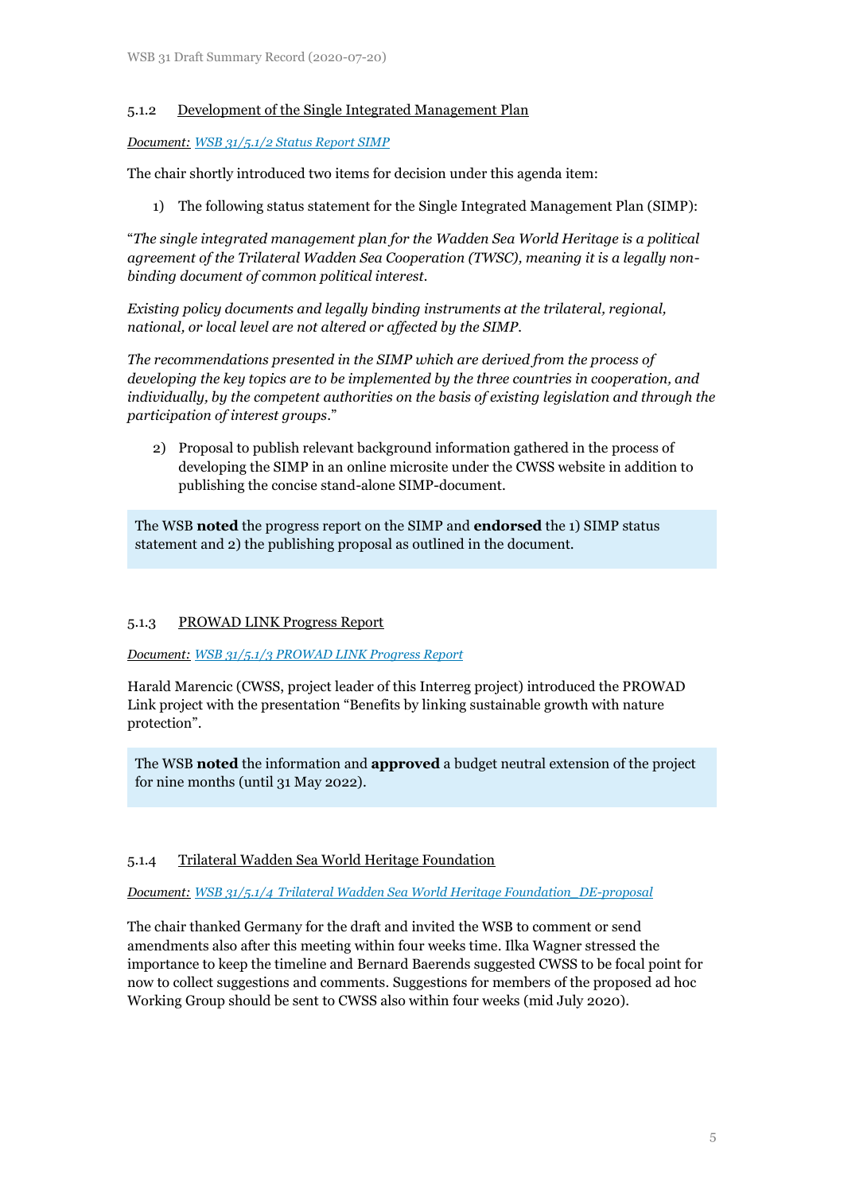### 5.1.2 Development of the Single Integrated Management Plan

*Document: WSB 31/5.1/2 Status Report SIMP*

The chair shortly introduced two items for decision under this agenda item:

1) The following status statement for the Single Integrated Management Plan (SIMP):

"*The single integrated management plan for the Wadden Sea World Heritage is a political agreement of the Trilateral Wadden Sea Cooperation (TWSC), meaning it is a legally non-binding document of common political interest.*

*Existing policy documents and legally binding instruments at the trilateral, regional, national, or local level are not altered or affected by the SIMP.*

*The recommendations presented in the SIMP which are derived from the process of developing the key topics are to be implemented by the three countries in cooperation, and individually, by the competent authorities on the basis of existing legislation and through the participation of interest groups.*"

2) Proposal to publish relevant background information gathered in the process of developing the SIMP in an online microsite under the CWSS website in addition to publishing the concise stand-alone SIMP-document.

The WSB **noted** the progress report on the SIMP and **endorsed** the 1) SIMP status statement and 2) the publishing proposal as outlined in the document.

### 5.1.3 PROWAD LINK Progress Report

*Document: WSB 31/5.1/3 PROWAD LINK Progress Report*

Harald Marencic (CWSS, project leader of this Interreg project) introduced the PROWAD Link project with the presentation "Benefits by linking sustainable growth with nature protection".

The WSB **noted** the information and **approved** a budget neutral extension of the project for nine months (until 31 May 2022).

### 5.1.4 Trilateral Wadden Sea World Heritage Foundation

*Document: WSB 31/5.1/4 Trilateral Wadden Sea World Heritage Foundation_DE-proposal*

The chair thanked Germany for the draft and invited the WSB to comment or send amendments also after this meeting within four weeks time. Ilka Wagner stressed the importance to keep the timeline and Bernard Baerends suggested CWSS to be focal point for now to collect suggestions and comments. Suggestions for members of the proposed ad hoc Working Group should be sent to CWSS also within four weeks (mid July 2020).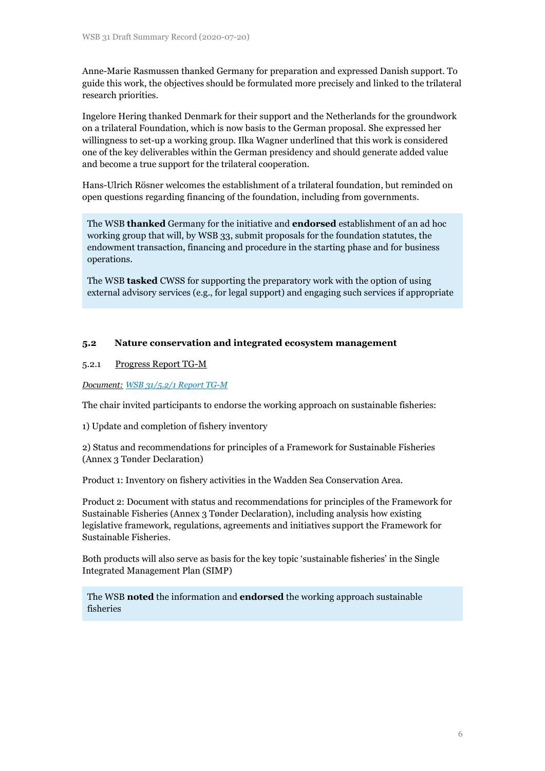Anne-Marie Rasmussen thanked Germany for preparation and expressed Danish support. To guide this work, the objectives should be formulated more precisely and linked to the trilateral research priorities.

Ingelore Hering thanked Denmark for their support and the Netherlands for the groundwork on a trilateral Foundation, which is now basis to the German proposal. She expressed her willingness to set-up a working group. Ilka Wagner underlined that this work is considered one of the key deliverables within the German presidency and should generate added value and become a true support for the trilateral cooperation.

Hans-Ulrich Rösner welcomes the establishment of a trilateral foundation, but reminded on open questions regarding financing of the foundation, including from governments.

> The WSB **thanked** Germany for the initiative and **endorsed** establishment of an ad hoc working group that will, by WSB 33, submit proposals for the foundation statutes, the endowment transaction, financing and procedure in the starting phase and for business operations.
>
> The WSB **tasked** CWSS for supporting the preparatory work with the option of using external advisory services (e.g., for legal support) and engaging such services if appropriate

## 5.2 Nature conservation and integrated ecosystem management

### 5.2.1 Progress Report TG-M

*Document: WSB 31/5.2/1 Report TG-M*

The chair invited participants to endorse the working approach on sustainable fisheries:

1) Update and completion of fishery inventory

2) Status and recommendations for principles of a Framework for Sustainable Fisheries (Annex 3 Tønder Declaration)

Product 1: Inventory on fishery activities in the Wadden Sea Conservation Area.

Product 2: Document with status and recommendations for principles of the Framework for Sustainable Fisheries (Annex 3 Tønder Declaration), including analysis how existing legislative framework, regulations, agreements and initiatives support the Framework for Sustainable Fisheries.

Both products will also serve as basis for the key topic 'sustainable fisheries' in the Single Integrated Management Plan (SIMP)

> The WSB **noted** the information and **endorsed** the working approach sustainable fisheries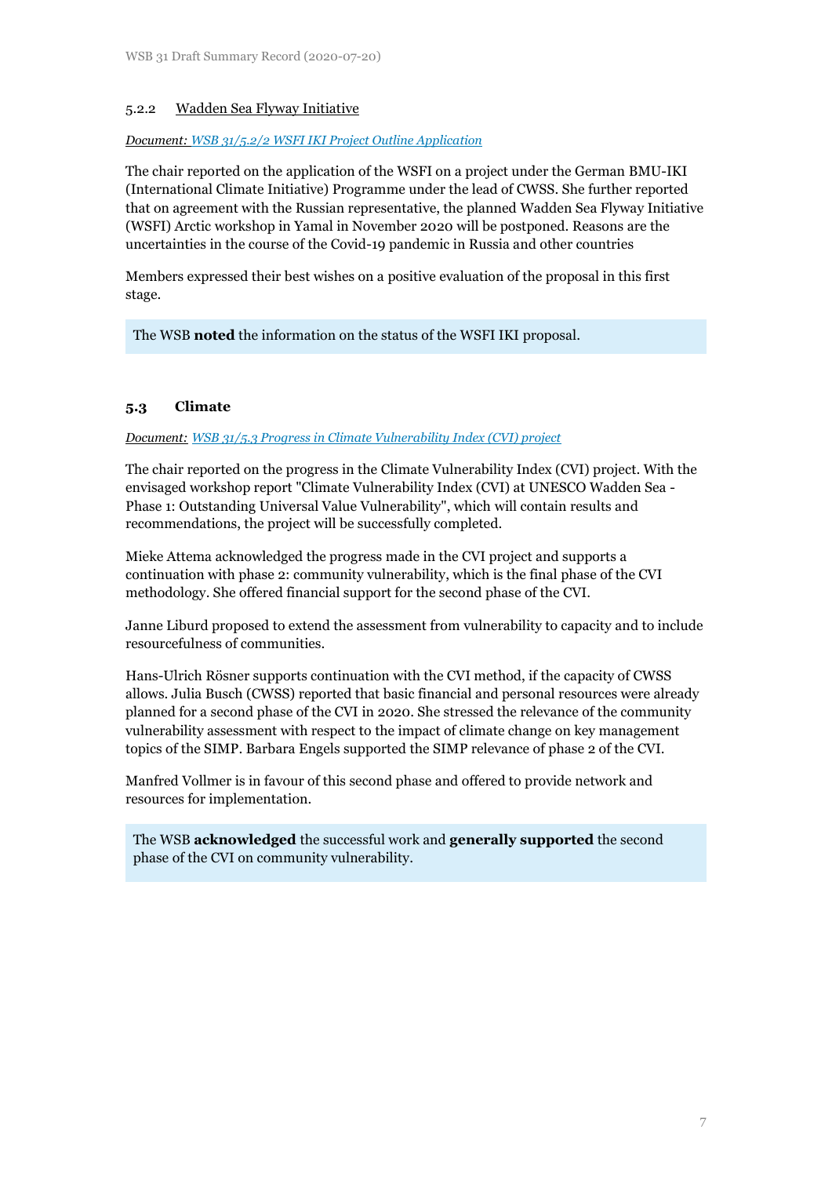#### 5.2.2 Wadden Sea Flyway Initiative

*Document: WSB 31/5.2/2 WSFI IKI Project Outline Application*

The chair reported on the application of the WSFI on a project under the German BMU-IKI (International Climate Initiative) Programme under the lead of CWSS. She further reported that on agreement with the Russian representative, the planned Wadden Sea Flyway Initiative (WSFI) Arctic workshop in Yamal in November 2020 will be postponed. Reasons are the uncertainties in the course of the Covid-19 pandemic in Russia and other countries

Members expressed their best wishes on a positive evaluation of the proposal in this first stage.

> The WSB **noted** the information on the status of the WSFI IKI proposal.

### 5.3 Climate

*Document: WSB 31/5.3 Progress in Climate Vulnerability Index (CVI) project*

The chair reported on the progress in the Climate Vulnerability Index (CVI) project. With the envisaged workshop report "Climate Vulnerability Index (CVI) at UNESCO Wadden Sea - Phase 1: Outstanding Universal Value Vulnerability", which will contain results and recommendations, the project will be successfully completed.

Mieke Attema acknowledged the progress made in the CVI project and supports a continuation with phase 2: community vulnerability, which is the final phase of the CVI methodology. She offered financial support for the second phase of the CVI.

Janne Liburd proposed to extend the assessment from vulnerability to capacity and to include resourcefulness of communities.

Hans-Ulrich Rösner supports continuation with the CVI method, if the capacity of CWSS allows. Julia Busch (CWSS) reported that basic financial and personal resources were already planned for a second phase of the CVI in 2020. She stressed the relevance of the community vulnerability assessment with respect to the impact of climate change on key management topics of the SIMP. Barbara Engels supported the SIMP relevance of phase 2 of the CVI.

Manfred Vollmer is in favour of this second phase and offered to provide network and resources for implementation.

> The WSB **acknowledged** the successful work and **generally supported** the second phase of the CVI on community vulnerability.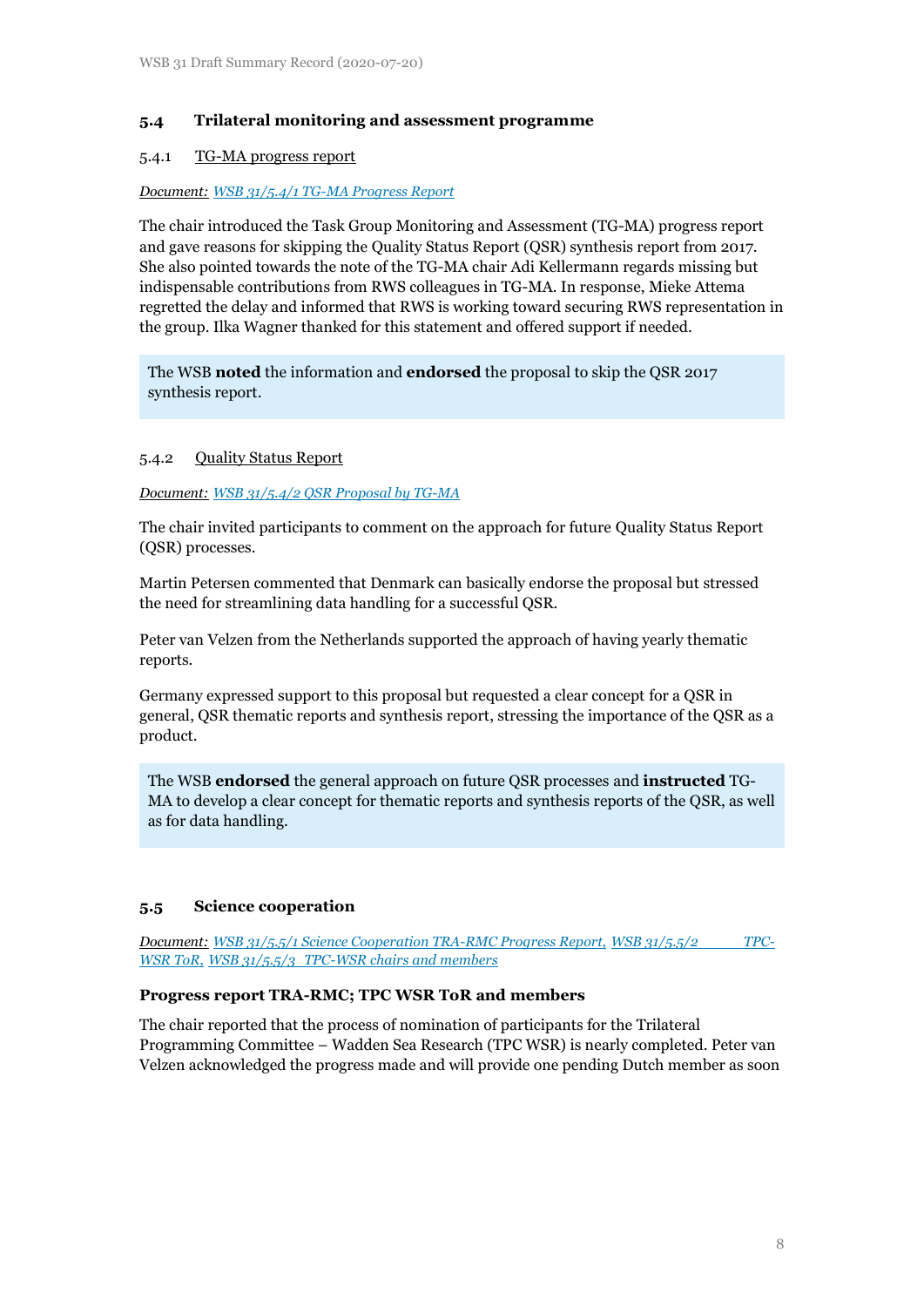### 5.4 Trilateral monitoring and assessment programme

#### 5.4.1 TG-MA progress report

*Document:* *WSB 31/5.4/1 TG-MA Progress Report*

The chair introduced the Task Group Monitoring and Assessment (TG-MA) progress report and gave reasons for skipping the Quality Status Report (QSR) synthesis report from 2017. She also pointed towards the note of the TG-MA chair Adi Kellermann regards missing but indispensable contributions from RWS colleagues in TG-MA. In response, Mieke Attema regretted the delay and informed that RWS is working toward securing RWS representation in the group. Ilka Wagner thanked for this statement and offered support if needed.

> The WSB **noted** the information and **endorsed** the proposal to skip the QSR 2017 synthesis report.

#### 5.4.2 Quality Status Report

*Document:* *WSB 31/5.4/2 QSR Proposal by TG-MA*

The chair invited participants to comment on the approach for future Quality Status Report (QSR) processes.

Martin Petersen commented that Denmark can basically endorse the proposal but stressed the need for streamlining data handling for a successful QSR.

Peter van Velzen from the Netherlands supported the approach of having yearly thematic reports.

Germany expressed support to this proposal but requested a clear concept for a QSR in general, QSR thematic reports and synthesis report, stressing the importance of the QSR as a product.

> The WSB **endorsed** the general approach on future QSR processes and **instructed** TG-MA to develop a clear concept for thematic reports and synthesis reports of the QSR, as well as for data handling.

### 5.5 Science cooperation

*Document:* *WSB 31/5.5/1 Science Cooperation TRA-RMC Progress Report, WSB 31/5.5/2 TPC-WSR ToR, WSB 31/5.5/3 TPC-WSR chairs and members*

**Progress report TRA-RMC; TPC WSR ToR and members**

The chair reported that the process of nomination of participants for the Trilateral Programming Committee – Wadden Sea Research (TPC WSR) is nearly completed. Peter van Velzen acknowledged the progress made and will provide one pending Dutch member as soon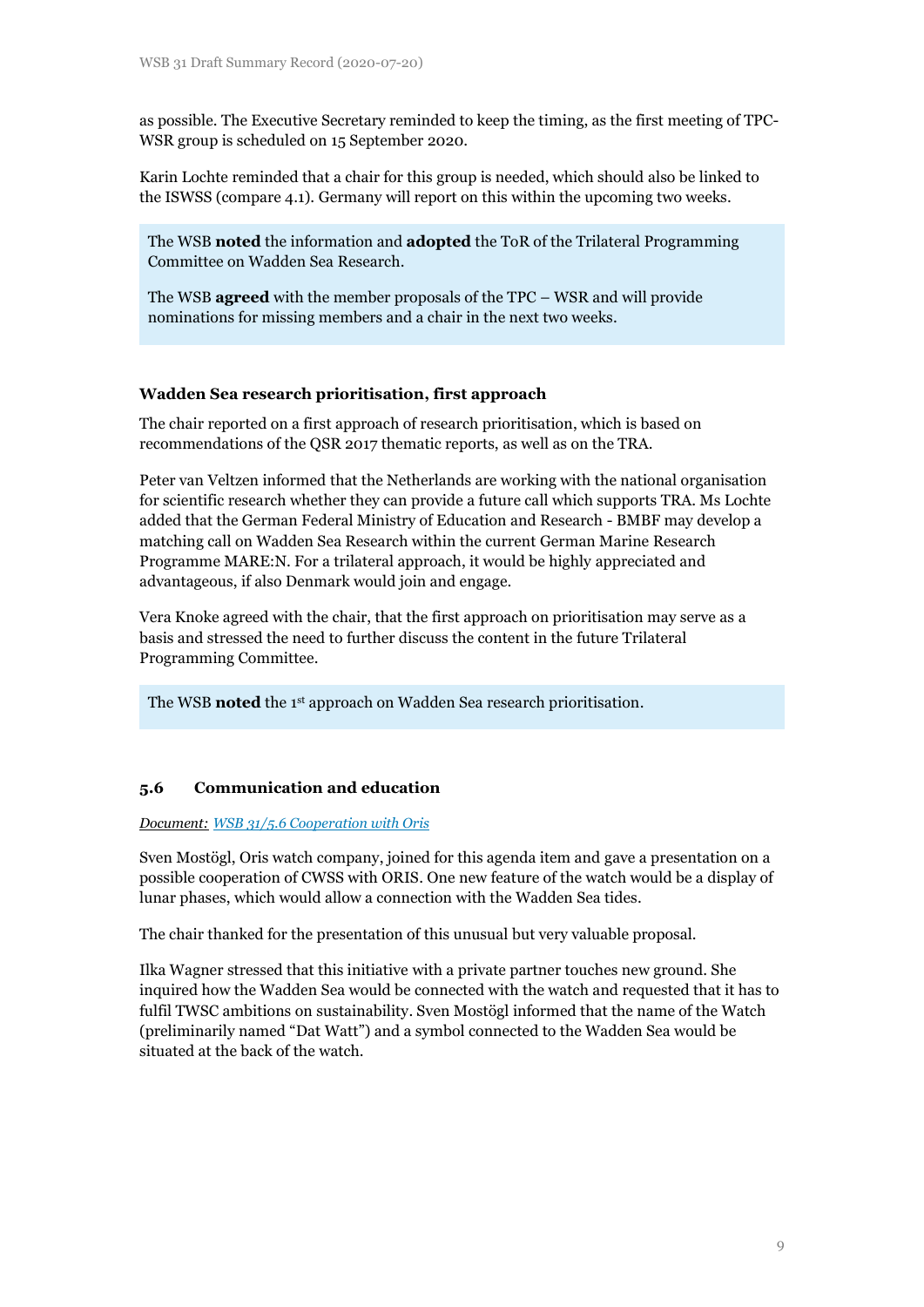as possible. The Executive Secretary reminded to keep the timing, as the first meeting of TPC-WSR group is scheduled on 15 September 2020.

Karin Lochte reminded that a chair for this group is needed, which should also be linked to the ISWSS (compare 4.1). Germany will report on this within the upcoming two weeks.

> The WSB **noted** the information and **adopted** the ToR of the Trilateral Programming Committee on Wadden Sea Research.
>
> The WSB **agreed** with the member proposals of the TPC – WSR and will provide nominations for missing members and a chair in the next two weeks.

**Wadden Sea research prioritisation, first approach**

The chair reported on a first approach of research prioritisation, which is based on recommendations of the QSR 2017 thematic reports, as well as on the TRA.

Peter van Veltzen informed that the Netherlands are working with the national organisation for scientific research whether they can provide a future call which supports TRA. Ms Lochte added that the German Federal Ministry of Education and Research - BMBF may develop a matching call on Wadden Sea Research within the current German Marine Research Programme MARE:N. For a trilateral approach, it would be highly appreciated and advantageous, if also Denmark would join and engage.

Vera Knoke agreed with the chair, that the first approach on prioritisation may serve as a basis and stressed the need to further discuss the content in the future Trilateral Programming Committee.

> The WSB **noted** the 1st approach on Wadden Sea research prioritisation.

### 5.6 Communication and education

*Document: WSB 31/5.6 Cooperation with Oris*

Sven Mostögl, Oris watch company, joined for this agenda item and gave a presentation on a possible cooperation of CWSS with ORIS. One new feature of the watch would be a display of lunar phases, which would allow a connection with the Wadden Sea tides.

The chair thanked for the presentation of this unusual but very valuable proposal.

Ilka Wagner stressed that this initiative with a private partner touches new ground. She inquired how the Wadden Sea would be connected with the watch and requested that it has to fulfil TWSC ambitions on sustainability. Sven Mostögl informed that the name of the Watch (preliminarily named "Dat Watt") and a symbol connected to the Wadden Sea would be situated at the back of the watch.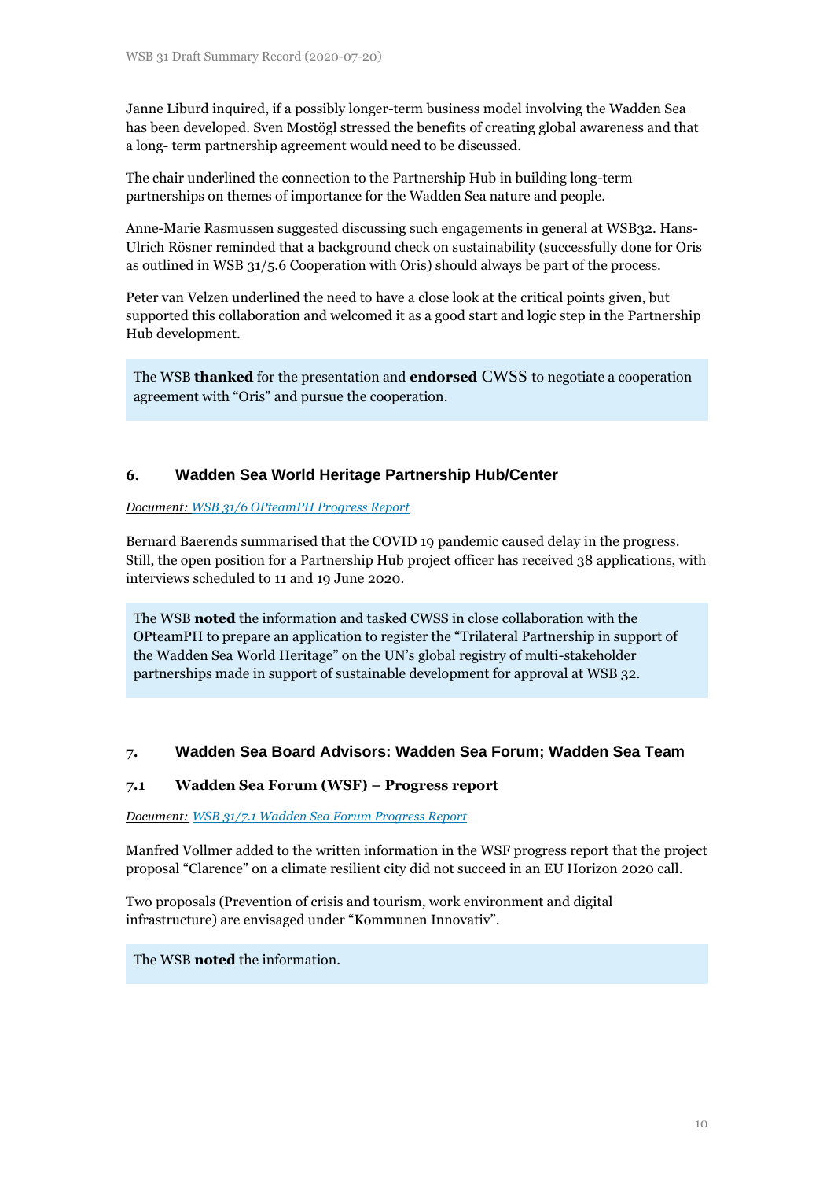Janne Liburd inquired, if a possibly longer-term business model involving the Wadden Sea has been developed. Sven Moströgl stressed the benefits of creating global awareness and that a long- term partnership agreement would need to be discussed.

The chair underlined the connection to the Partnership Hub in building long-term partnerships on themes of importance for the Wadden Sea nature and people.

Anne-Marie Rasmussen suggested discussing such engagements in general at WSB32. Hans-Ulrich Rösner reminded that a background check on sustainability (successfully done for Oris as outlined in WSB 31/5.6 Cooperation with Oris) should always be part of the process.

Peter van Velzen underlined the need to have a close look at the critical points given, but supported this collaboration and welcomed it as a good start and logic step in the Partnership Hub development.

> The WSB **thanked** for the presentation and **endorsed** CWSS to negotiate a cooperation agreement with "Oris" and pursue the cooperation.

## 6. Wadden Sea World Heritage Partnership Hub/Center

*Document: WSB 31/6 OPteamPH Progress Report*

Bernard Baerends summarised that the COVID 19 pandemic caused delay in the progress. Still, the open position for a Partnership Hub project officer has received 38 applications, with interviews scheduled to 11 and 19 June 2020.

> The WSB **noted** the information and tasked CWSS in close collaboration with the OPteamPH to prepare an application to register the "Trilateral Partnership in support of the Wadden Sea World Heritage" on the UN's global registry of multi-stakeholder partnerships made in support of sustainable development for approval at WSB 32.

## 7. Wadden Sea Board Advisors: Wadden Sea Forum; Wadden Sea Team

### 7.1 Wadden Sea Forum (WSF) – Progress report

*Document: WSB 31/7.1 Wadden Sea Forum Progress Report*

Manfred Vollmer added to the written information in the WSF progress report that the project proposal "Clarence" on a climate resilient city did not succeed in an EU Horizon 2020 call.

Two proposals (Prevention of crisis and tourism, work environment and digital infrastructure) are envisaged under "Kommunen Innovativ".

> The WSB **noted** the information.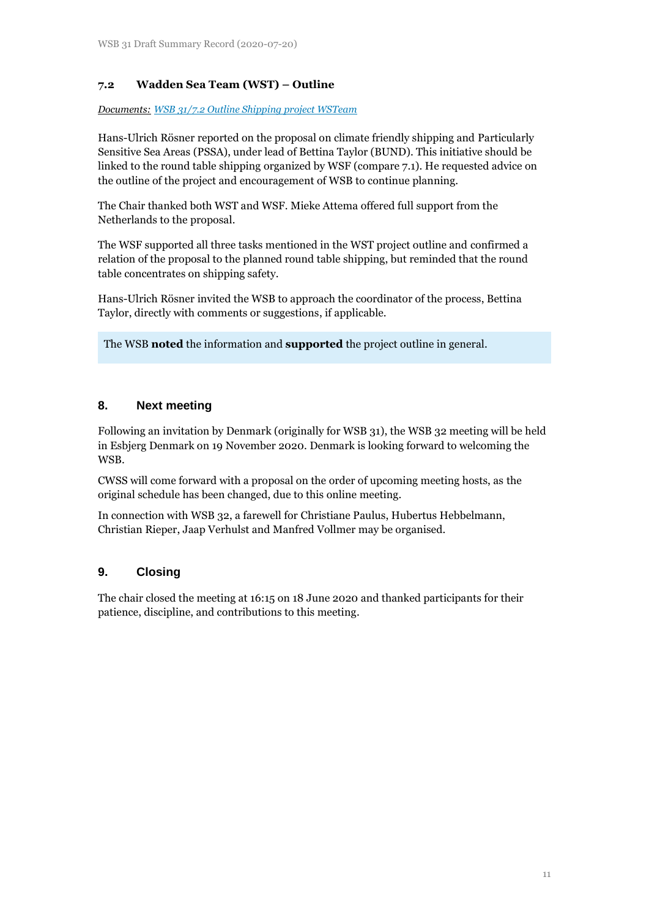### 7.2 Wadden Sea Team (WST) – Outline

*Documents:* *WSB 31/7.2 Outline Shipping project WSTeam*

Hans-Ulrich Rösner reported on the proposal on climate friendly shipping and Particularly Sensitive Sea Areas (PSSA), under lead of Bettina Taylor (BUND). This initiative should be linked to the round table shipping organized by WSF (compare 7.1). He requested advice on the outline of the project and encouragement of WSB to continue planning.

The Chair thanked both WST and WSF. Mieke Attema offered full support from the Netherlands to the proposal.

The WSF supported all three tasks mentioned in the WST project outline and confirmed a relation of the proposal to the planned round table shipping, but reminded that the round table concentrates on shipping safety.

Hans-Ulrich Rösner invited the WSB to approach the coordinator of the process, Bettina Taylor, directly with comments or suggestions, if applicable.

The WSB **noted** the information and **supported** the project outline in general.

## 8. Next meeting

Following an invitation by Denmark (originally for WSB 31), the WSB 32 meeting will be held in Esbjerg Denmark on 19 November 2020. Denmark is looking forward to welcoming the WSB.

CWSS will come forward with a proposal on the order of upcoming meeting hosts, as the original schedule has been changed, due to this online meeting.

In connection with WSB 32, a farewell for Christiane Paulus, Hubertus Hebbelmann, Christian Rieper, Jaap Verhulst and Manfred Vollmer may be organised.

## 9. Closing

The chair closed the meeting at 16:15 on 18 June 2020 and thanked participants for their patience, discipline, and contributions to this meeting.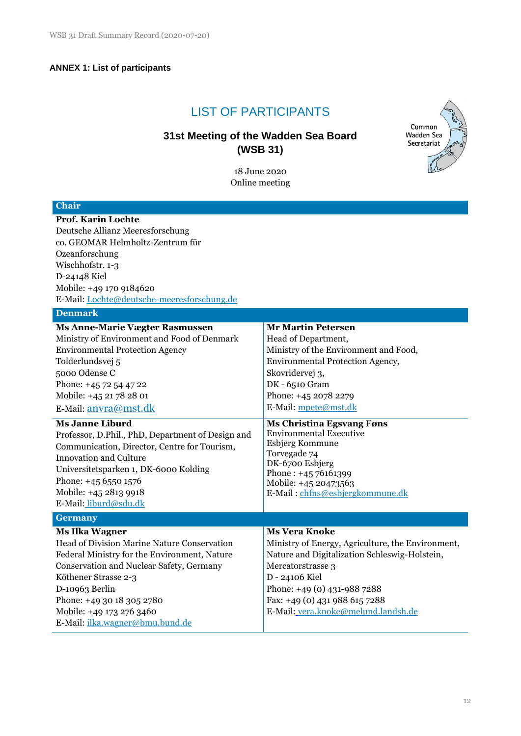**ANNEX 1: List of participants**

# LIST OF PARTICIPANTS

## 31st Meeting of the Wadden Sea Board (WSB 31)

18 June 2020
Online meeting

Common Wadden Sea Secretariat

### Chair

**Prof. Karin Lochte**
Deutsche Allianz Meeresforschung
co. GEOMAR Helmholtz-Zentrum für Ozeanforschung
Wischhofstr. 1-3
D-24148 Kiel
Mobile: +49 170 9184620
E-Mail: Lochte@deutsche-meeresforschung.de

### Denmark

**Ms Anne-Marie Vægter Rasmussen**
Ministry of Environment and Food of Denmark
Environmental Protection Agency
Tolderlundsvej 5
5000 Odense C
Phone: +45 72 54 47 22
Mobile: +45 21 78 28 01
E-Mail: anvra@mst.dk

**Mr Martin Petersen**
Head of Department,
Ministry of the Environment and Food,
Environmental Protection Agency,
Skovridervej 3,
DK - 6510 Gram
Phone: +45 2078 2279
E-Mail: mpete@mst.dk

**Ms Janne Liburd**
Professor, D.Phil., PhD, Department of Design and Communication, Director, Centre for Tourism, Innovation and Culture
Universitetsparken 1, DK-6000 Kolding
Phone: +45 6550 1576
Mobile: +45 2813 9918
E-Mail: liburd@sdu.dk

**Ms Christina Egsvang Føns**
Environmental Executive
Esbjerg Kommune
Torvegade 74
DK-6700 Esbjerg
Phone : +45 76161399
Mobile: +45 20473563
E-Mail : chfns@esbjergkommune.dk

### Germany

**Ms Ilka Wagner**
Head of Division Marine Nature Conservation
Federal Ministry for the Environment, Nature Conservation and Nuclear Safety, Germany
Köthener Strasse 2-3
D-10963 Berlin
Phone: +49 30 18 305 2780
Mobile: +49 173 276 3460
E-Mail: ilka.wagner@bmu.bund.de

**Ms Vera Knoke**
Ministry of Energy, Agriculture, the Environment, Nature and Digitalization Schleswig-Holstein,
Mercatorstrasse 3
D - 24106 Kiel
Phone: +49 (0) 431-988 7288
Fax: +49 (0) 431 988 615 7288
E-Mail: vera.knoke@melund.landsh.de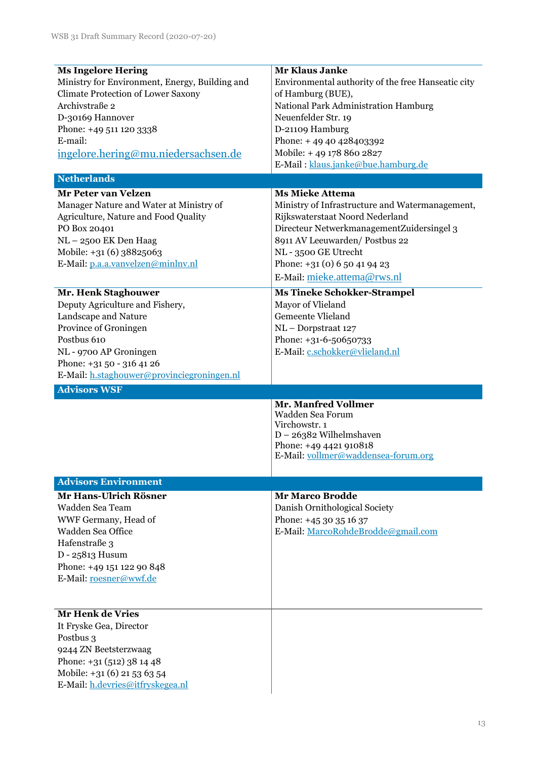| | |
|---|---|
| **Ms Ingelore Hering**<br>Ministry for Environment, Energy, Building and Climate Protection of Lower Saxony<br>Archivstraße 2<br>D-30169 Hannover<br>Phone: +49 511 120 3338<br>E-mail:<br>ingelore.hering@mu.niedersachsen.de | **Mr Klaus Janke**<br>Environmental authority of the free Hanseatic city of Hamburg (BUE),<br>National Park Administration Hamburg<br>Neuenfelder Str. 19<br>D-21109 Hamburg<br>Phone: + 49 40 428403392<br>Mobile: + 49 178 860 2827<br>E-Mail : klaus.janke@bue.hamburg.de |
| **Netherlands** | |
| **Mr Peter van Velzen**<br>Manager Nature and Water at Ministry of Agriculture, Nature and Food Quality<br>PO Box 20401<br>NL – 2500 EK Den Haag<br>Mobile: +31 (6) 38825063<br>E-Mail: p.a.a.vanvelzen@minlnv.nl | **Ms Mieke Attema**<br>Ministry of Infrastructure and Watermanagement, Rijkswaterstaat Noord Nederland<br>Directeur NetwerkmanagementZuidersingel 3<br>8911 AV Leeuwarden/ Postbus 22<br>NL - 3500 GE Utrecht<br>Phone: +31 (0) 6 50 41 94 23<br>E-Mail: mieke.attema@rws.nl |
| **Mr. Henk Staghouwer**<br>Deputy Agriculture and Fishery, Landscape and Nature<br>Province of Groningen<br>Postbus 610<br>NL - 9700 AP Groningen<br>Phone: +31 50 - 316 41 26<br>E-Mail: h.staghouwer@provinciegroningen.nl | **Ms Tineke Schokker-Strampel**<br>Mayor of Vlieland<br>Gemeente Vlieland<br>NL – Dorpstraat 127<br>Phone: +31-6-50650733<br>E-Mail: c.schokker@vlieland.nl |
| **Advisors WSF** | |
| | **Mr. Manfred Vollmer**<br>Wadden Sea Forum<br>Virchowstr. 1<br>D – 26382 Wilhelmshaven<br>Phone: +49 4421 910818<br>E-Mail: vollmer@waddensea-forum.org |
| **Advisors Environment** | |
| **Mr Hans-Ulrich Rösner**<br>Wadden Sea Team<br>WWF Germany, Head of Wadden Sea Office<br>Hafenstraße 3<br>D - 25813 Husum<br>Phone: +49 151 122 90 848<br>E-Mail: roesner@wwf.de | **Mr Marco Brodde**<br>Danish Ornithological Society<br>Phone: +45 30 35 16 37<br>E-Mail: MarcoRohdeBrodde@gmail.com |
| **Mr Henk de Vries**<br>It Fryske Gea, Director<br>Postbus 3<br>9244 ZN Beetsterzwaag<br>Phone: +31 (512) 38 14 48<br>Mobile: +31 (6) 21 53 63 54<br>E-Mail: h.devries@itfryskegea.nl | |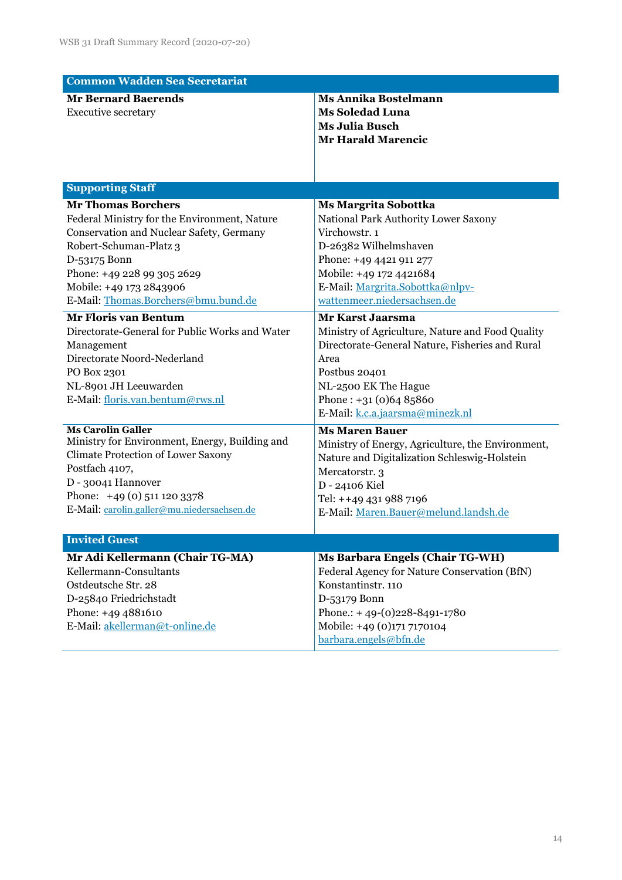| Common Wadden Sea Secretariat | |
|---|---|
| **Mr Bernard Baerends**<br>Executive secretary | **Ms Annika Bostelmann**<br>**Ms Soledad Luna**<br>**Ms Julia Busch**<br>**Mr Harald Marencic** |
| **Supporting Staff** | |
| **Mr Thomas Borchers**<br>Federal Ministry for the Environment, Nature Conservation and Nuclear Safety, Germany<br>Robert-Schuman-Platz 3<br>D-53175 Bonn<br>Phone: +49 228 99 305 2629<br>Mobile: +49 173 2843906<br>E-Mail: Thomas.Borchers@bmu.bund.de | **Ms Margrita Sobottka**<br>National Park Authority Lower Saxony<br>Virchowstr. 1<br>D-26382 Wilhelmshaven<br>Phone: +49 4421 911 277<br>Mobile: +49 172 4421684<br>E-Mail: Margrita.Sobottka@nlpv-wattenmeer.niedersachsen.de |
| **Mr Floris van Bentum**<br>Directorate-General for Public Works and Water Management<br>Directorate Noord-Nederland<br>PO Box 2301<br>NL-8901 JH Leeuwarden<br>E-Mail: floris.van.bentum@rws.nl | **Mr Karst Jaarsma**<br>Ministry of Agriculture, Nature and Food Quality<br>Directorate-General Nature, Fisheries and Rural Area<br>Postbus 20401<br>NL-2500 EK The Hague<br>Phone : +31 (0)64 85860<br>E-Mail: k.c.a.jaarsma@minezk.nl |
| **Ms Carolin Galler**<br>Ministry for Environment, Energy, Building and Climate Protection of Lower Saxony<br>Postfach 4107,<br>D - 30041 Hannover<br>Phone: +49 (0) 511 120 3378<br>E-Mail: carolin.galler@mu.niedersachsen.de | **Ms Maren Bauer**<br>Ministry of Energy, Agriculture, the Environment, Nature and Digitalization Schleswig-Holstein<br>Mercatorstr. 3<br>D - 24106 Kiel<br>Tel: ++49 431 988 7196<br>E-Mail: Maren.Bauer@melund.landsh.de |
| **Invited Guest** | |
| **Mr Adi Kellermann (Chair TG-MA)**<br>Kellermann-Consultants<br>Ostdeutsche Str. 28<br>D-25840 Friedrichstadt<br>Phone: +49 4881610<br>E-Mail: akellerman@t-online.de | **Ms Barbara Engels (Chair TG-WH)**<br>Federal Agency for Nature Conservation (BfN)<br>Konstantinstr. 110<br>D-53179 Bonn<br>Phone.: + 49-(0)228-8491-1780<br>Mobile: +49 (0)171 7170104<br>barbara.engels@bfn.de |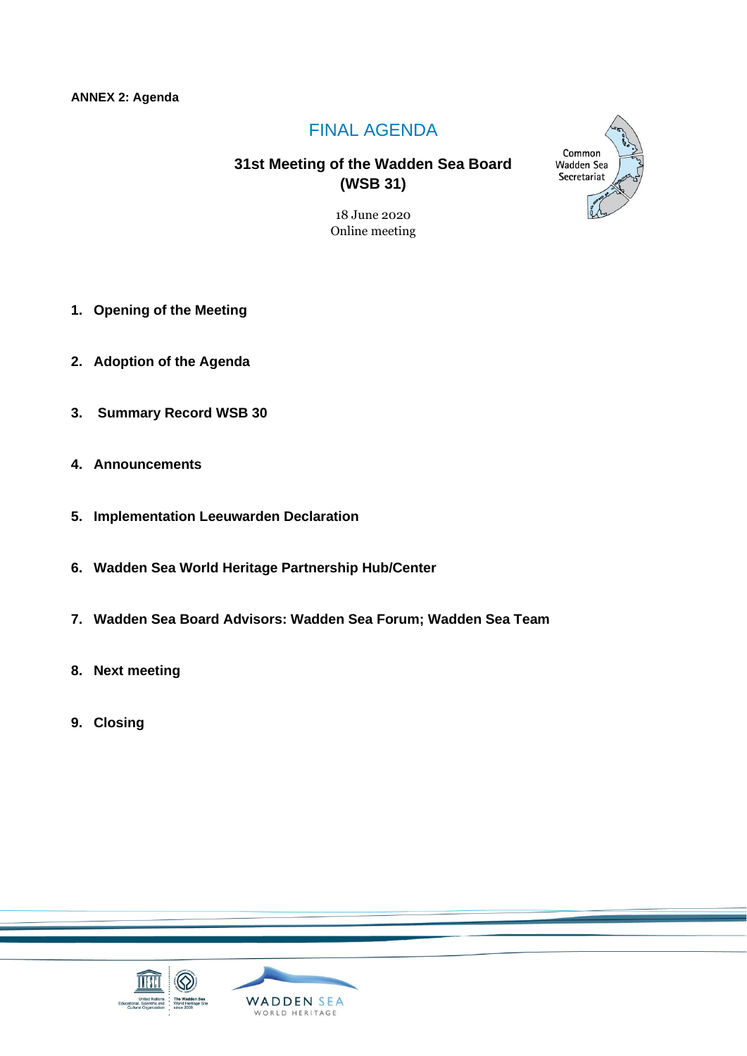**ANNEX 2: Agenda**

# FINAL AGENDA

## 31st Meeting of the Wadden Sea Board (WSB 31)

18 June 2020
Online meeting

1. **Opening of the Meeting**
2. **Adoption of the Agenda**
3. **Summary Record WSB 30**
4. **Announcements**
5. **Implementation Leeuwarden Declaration**
6. **Wadden Sea World Heritage Partnership Hub/Center**
7. **Wadden Sea Board Advisors: Wadden Sea Forum; Wadden Sea Team**
8. **Next meeting**
9. **Closing**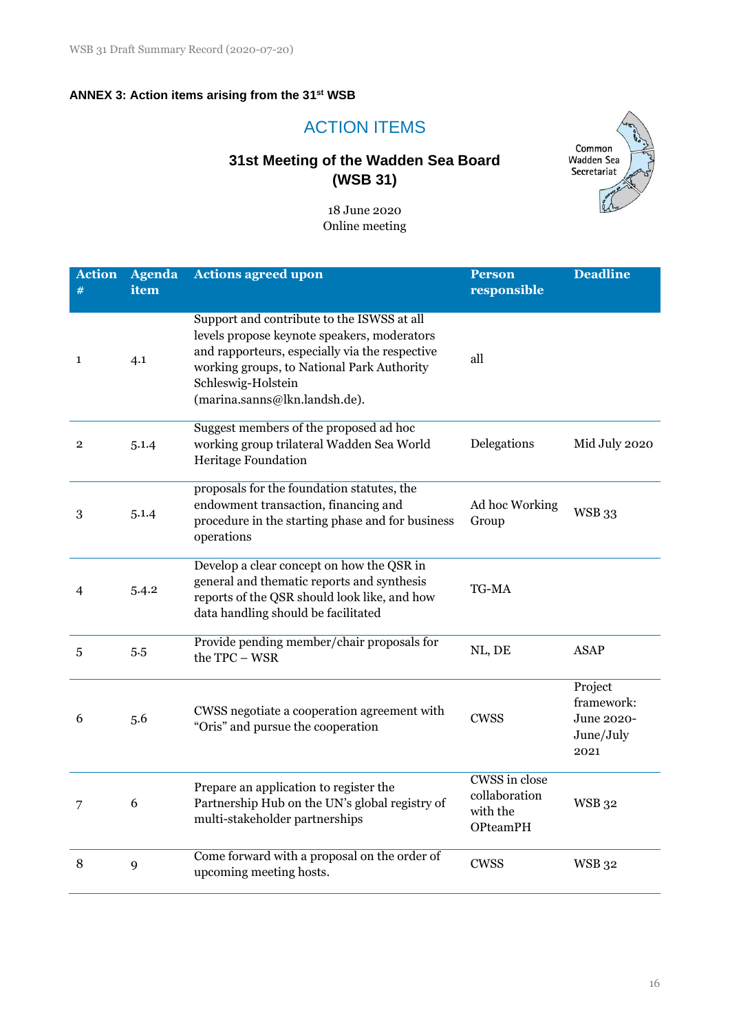**ANNEX 3: Action items arising from the 31st WSB**

## ACTION ITEMS

### 31st Meeting of the Wadden Sea Board (WSB 31)

Common Wadden Sea Secretariat

18 June 2020
Online meeting

| Action # | Agenda item | Actions agreed upon | Person responsible | Deadline |
|---|---|---|---|---|
| 1 | 4.1 | Support and contribute to the ISWSS at all levels propose keynote speakers, moderators and rapporteurs, especially via the respective working groups, to National Park Authority Schleswig-Holstein (marina.sanns@lkn.landsh.de). | all | |
| 2 | 5.1.4 | Suggest members of the proposed ad hoc working group trilateral Wadden Sea World Heritage Foundation | Delegations | Mid July 2020 |
| 3 | 5.1.4 | proposals for the foundation statutes, the endowment transaction, financing and procedure in the starting phase and for business operations | Ad hoc Working Group | WSB 33 |
| 4 | 5.4.2 | Develop a clear concept on how the QSR in general and thematic reports and synthesis reports of the QSR should look like, and how data handling should be facilitated | TG-MA | |
| 5 | 5.5 | Provide pending member/chair proposals for the TPC – WSR | NL, DE | ASAP |
| 6 | 5.6 | CWSS negotiate a cooperation agreement with “Oris” and pursue the cooperation | CWSS | Project framework: June 2020-June/July 2021 |
| 7 | 6 | Prepare an application to register the Partnership Hub on the UN’s global registry of multi-stakeholder partnerships | CWSS in close collaboration with the OPteamPH | WSB 32 |
| 8 | 9 | Come forward with a proposal on the order of upcoming meeting hosts. | CWSS | WSB 32 |